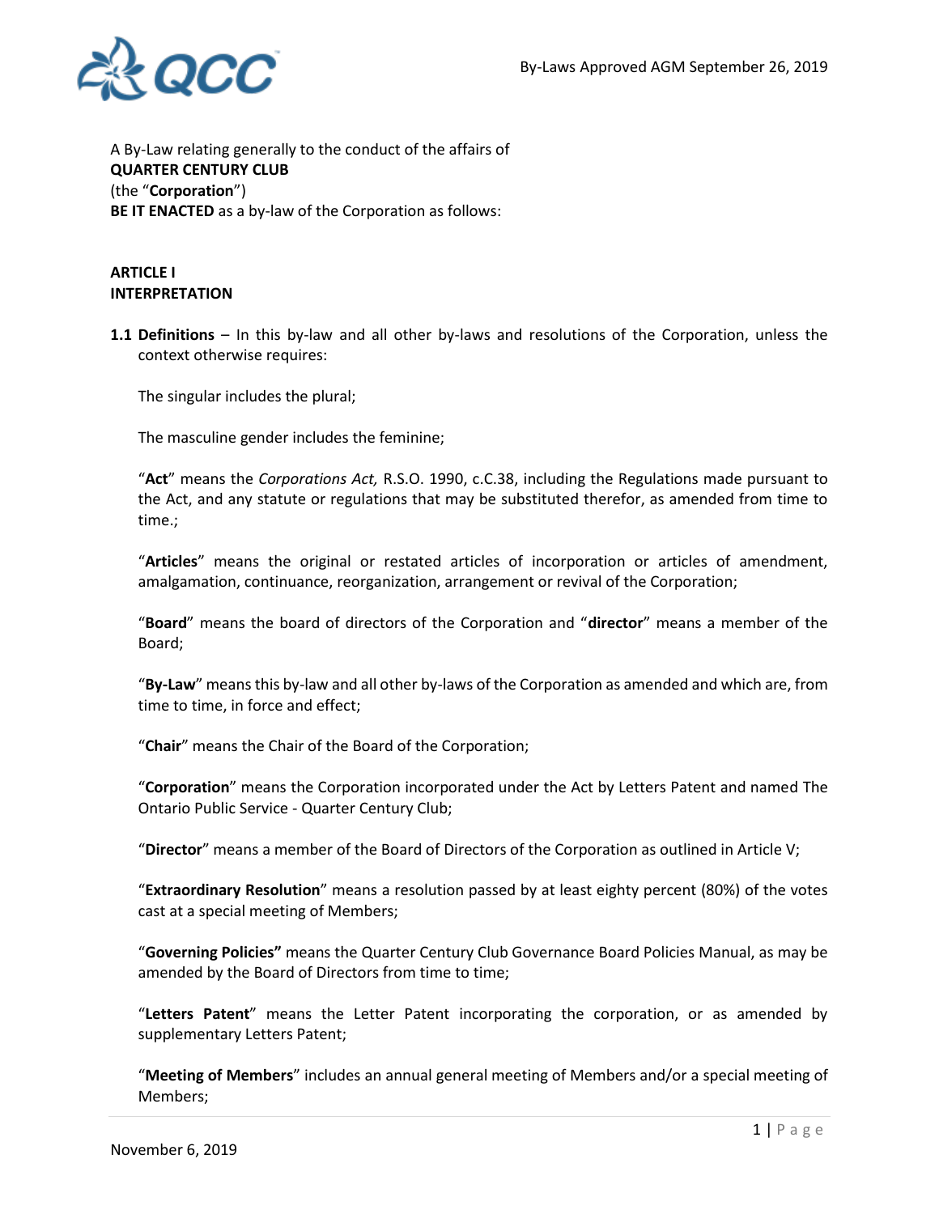A By-Law relating generally to the conduct of the affairs of
**QUARTER CENTURY CLUB**
(the "**Corporation**")
**BE IT ENACTED** as a by-law of the Corporation as follows:

## ARTICLE I
## INTERPRETATION

**1.1 Definitions** – In this by-law and all other by-laws and resolutions of the Corporation, unless the context otherwise requires:

The singular includes the plural;

The masculine gender includes the feminine;

"**Act**" means the *Corporations Act,* R.S.O. 1990, c.C.38, including the Regulations made pursuant to the Act, and any statute or regulations that may be substituted therefor, as amended from time to time.;

"**Articles**" means the original or restated articles of incorporation or articles of amendment, amalgamation, continuance, reorganization, arrangement or revival of the Corporation;

"**Board**" means the board of directors of the Corporation and "**director**" means a member of the Board;

"**By-Law**" means this by-law and all other by-laws of the Corporation as amended and which are, from time to time, in force and effect;

"**Chair**" means the Chair of the Board of the Corporation;

"**Corporation**" means the Corporation incorporated under the Act by Letters Patent and named The Ontario Public Service - Quarter Century Club;

"**Director**" means a member of the Board of Directors of the Corporation as outlined in Article V;

"**Extraordinary Resolution**" means a resolution passed by at least eighty percent (80%) of the votes cast at a special meeting of Members;

"**Governing Policies"** means the Quarter Century Club Governance Board Policies Manual, as may be amended by the Board of Directors from time to time;

"**Letters Patent**" means the Letter Patent incorporating the corporation, or as amended by supplementary Letters Patent;

"**Meeting of Members**" includes an annual general meeting of Members and/or a special meeting of Members;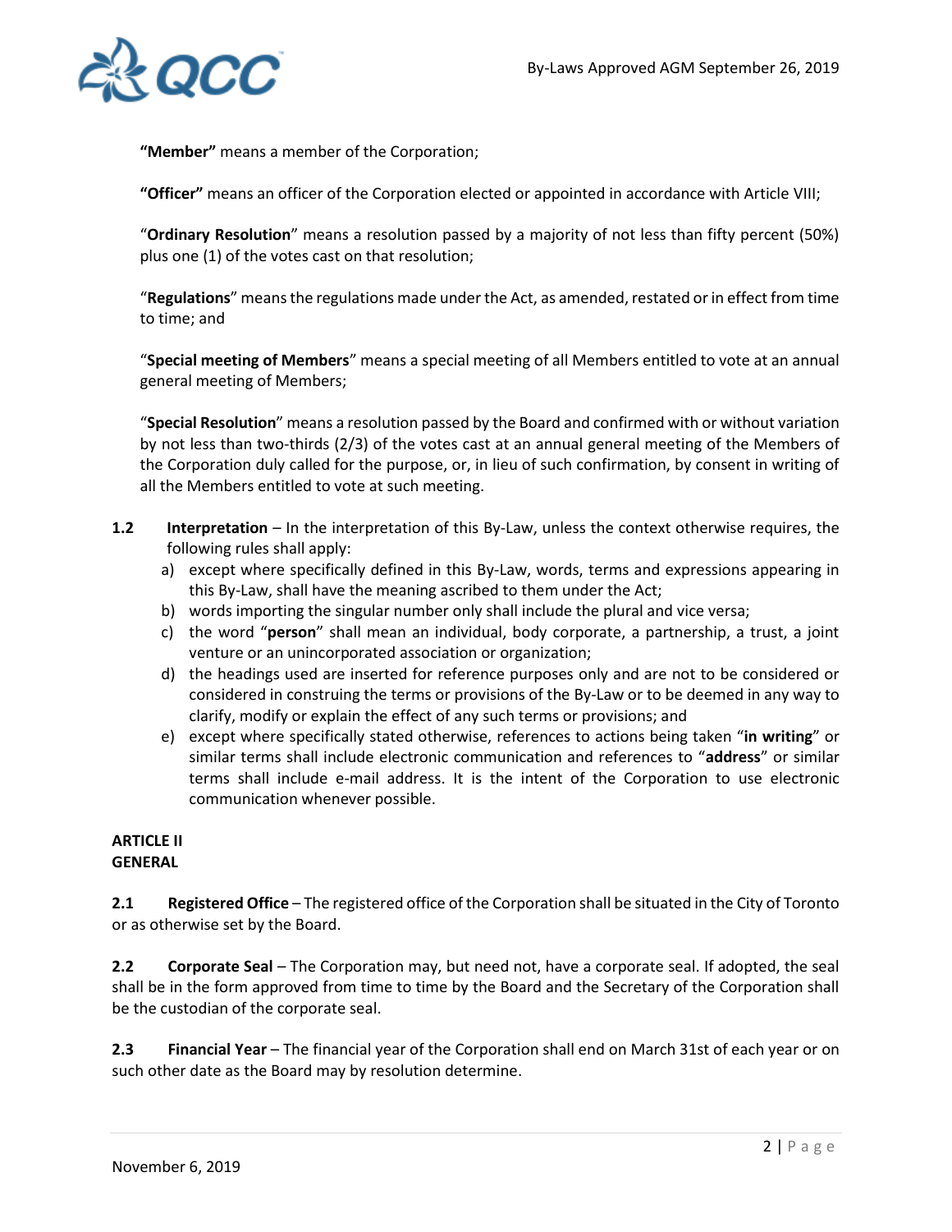**"Member"** means a member of the Corporation;

**"Officer"** means an officer of the Corporation elected or appointed in accordance with Article VIII;

"**Ordinary Resolution**" means a resolution passed by a majority of not less than fifty percent (50%) plus one (1) of the votes cast on that resolution;

"**Regulations**" means the regulations made under the Act, as amended, restated or in effect from time to time; and

"**Special meeting of Members**" means a special meeting of all Members entitled to vote at an annual general meeting of Members;

"**Special Resolution**" means a resolution passed by the Board and confirmed with or without variation by not less than two-thirds (2/3) of the votes cast at an annual general meeting of the Members of the Corporation duly called for the purpose, or, in lieu of such confirmation, by consent in writing of all the Members entitled to vote at such meeting.

**1.2 Interpretation** – In the interpretation of this By-Law, unless the context otherwise requires, the following rules shall apply:

a) except where specifically defined in this By-Law, words, terms and expressions appearing in this By-Law, shall have the meaning ascribed to them under the Act;
b) words importing the singular number only shall include the plural and vice versa;
c) the word "**person**" shall mean an individual, body corporate, a partnership, a trust, a joint venture or an unincorporated association or organization;
d) the headings used are inserted for reference purposes only and are not to be considered or considered in construing the terms or provisions of the By-Law or to be deemed in any way to clarify, modify or explain the effect of any such terms or provisions; and
e) except where specifically stated otherwise, references to actions being taken "**in writing**" or similar terms shall include electronic communication and references to "**address**" or similar terms shall include e-mail address. It is the intent of the Corporation to use electronic communication whenever possible.

## ARTICLE II
## GENERAL

**2.1 Registered Office** – The registered office of the Corporation shall be situated in the City of Toronto or as otherwise set by the Board.

**2.2 Corporate Seal** – The Corporation may, but need not, have a corporate seal. If adopted, the seal shall be in the form approved from time to time by the Board and the Secretary of the Corporation shall be the custodian of the corporate seal.

**2.3 Financial Year** – The financial year of the Corporation shall end on March 31st of each year or on such other date as the Board may by resolution determine.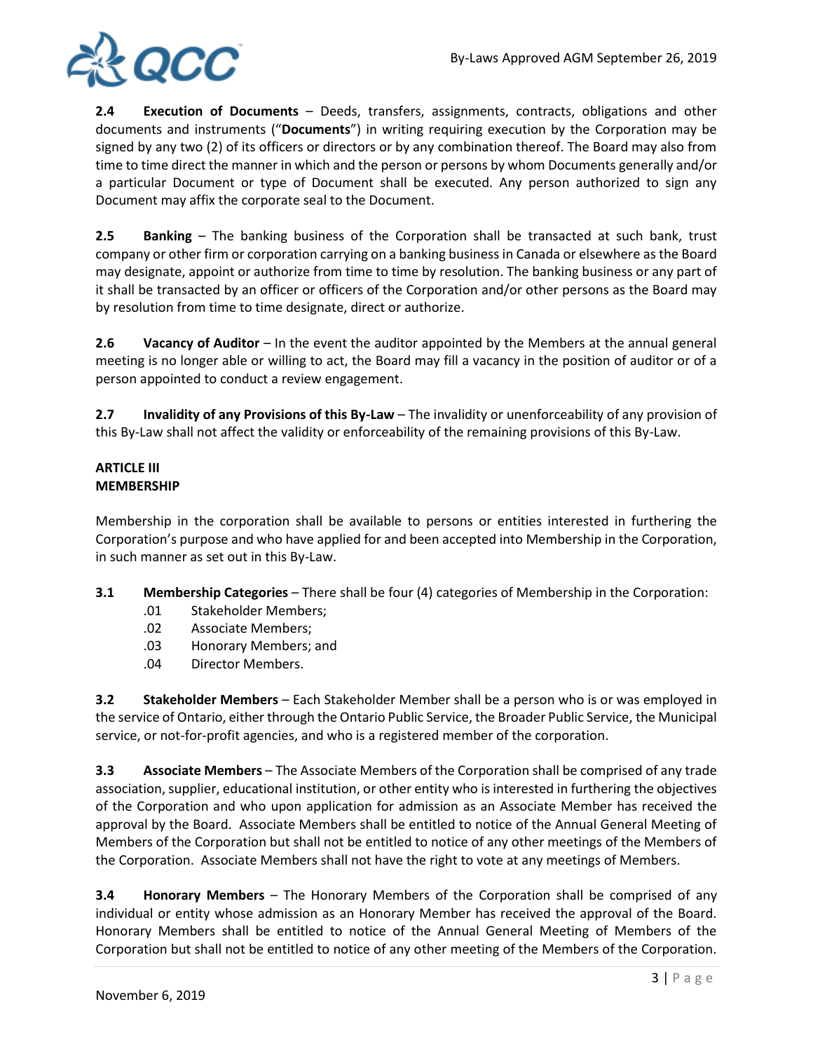**2.4 Execution of Documents** – Deeds, transfers, assignments, contracts, obligations and other documents and instruments ("**Documents**") in writing requiring execution by the Corporation may be signed by any two (2) of its officers or directors or by any combination thereof. The Board may also from time to time direct the manner in which and the person or persons by whom Documents generally and/or a particular Document or type of Document shall be executed. Any person authorized to sign any Document may affix the corporate seal to the Document.

**2.5 Banking** – The banking business of the Corporation shall be transacted at such bank, trust company or other firm or corporation carrying on a banking business in Canada or elsewhere as the Board may designate, appoint or authorize from time to time by resolution. The banking business or any part of it shall be transacted by an officer or officers of the Corporation and/or other persons as the Board may by resolution from time to time designate, direct or authorize.

**2.6 Vacancy of Auditor** – In the event the auditor appointed by the Members at the annual general meeting is no longer able or willing to act, the Board may fill a vacancy in the position of auditor or of a person appointed to conduct a review engagement.

**2.7 Invalidity of any Provisions of this By-Law** – The invalidity or unenforceability of any provision of this By-Law shall not affect the validity or enforceability of the remaining provisions of this By-Law.

## ARTICLE III
## MEMBERSHIP

Membership in the corporation shall be available to persons or entities interested in furthering the Corporation's purpose and who have applied for and been accepted into Membership in the Corporation, in such manner as set out in this By-Law.

**3.1 Membership Categories** – There shall be four (4) categories of Membership in the Corporation:

- .01 Stakeholder Members;
- .02 Associate Members;
- .03 Honorary Members; and
- .04 Director Members.

**3.2 Stakeholder Members** – Each Stakeholder Member shall be a person who is or was employed in the service of Ontario, either through the Ontario Public Service, the Broader Public Service, the Municipal service, or not-for-profit agencies, and who is a registered member of the corporation.

**3.3 Associate Members** – The Associate Members of the Corporation shall be comprised of any trade association, supplier, educational institution, or other entity who is interested in furthering the objectives of the Corporation and who upon application for admission as an Associate Member has received the approval by the Board. Associate Members shall be entitled to notice of the Annual General Meeting of Members of the Corporation but shall not be entitled to notice of any other meetings of the Members of the Corporation. Associate Members shall not have the right to vote at any meetings of Members.

**3.4 Honorary Members** – The Honorary Members of the Corporation shall be comprised of any individual or entity whose admission as an Honorary Member has received the approval of the Board. Honorary Members shall be entitled to notice of the Annual General Meeting of Members of the Corporation but shall not be entitled to notice of any other meeting of the Members of the Corporation.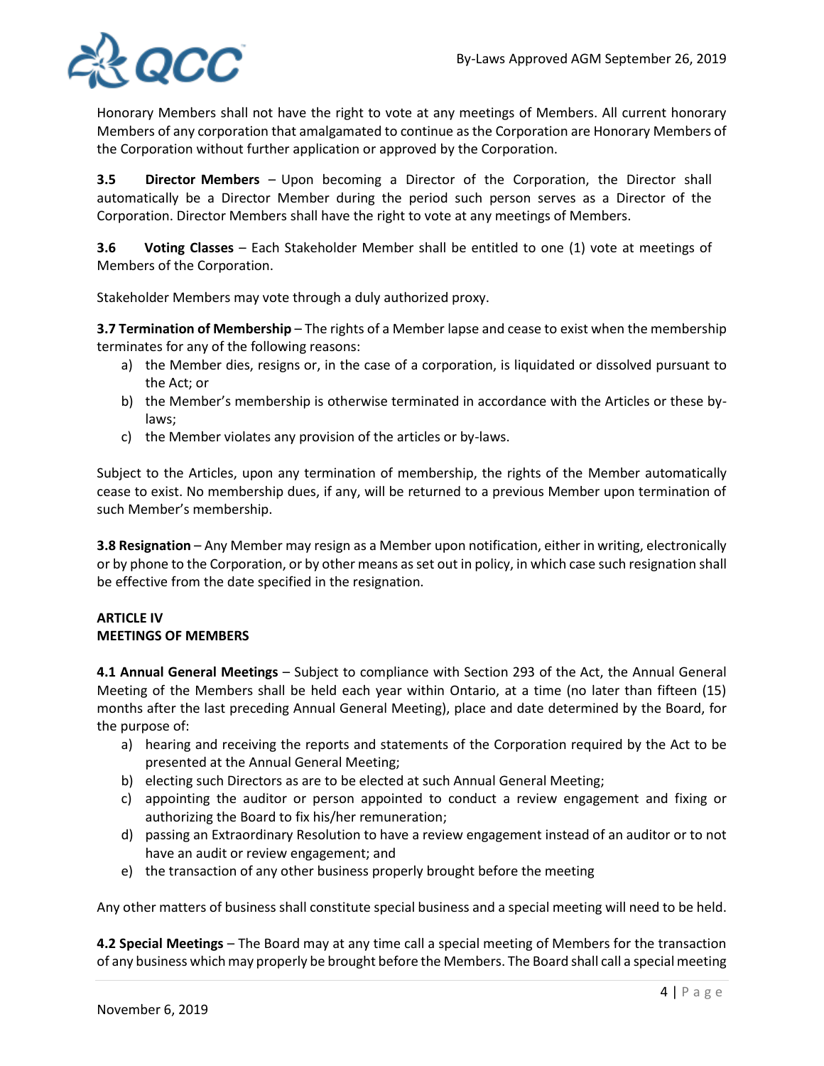Honorary Members shall not have the right to vote at any meetings of Members. All current honorary Members of any corporation that amalgamated to continue as the Corporation are Honorary Members of the Corporation without further application or approved by the Corporation.

**3.5 Director Members** – Upon becoming a Director of the Corporation, the Director shall automatically be a Director Member during the period such person serves as a Director of the Corporation. Director Members shall have the right to vote at any meetings of Members.

**3.6 Voting Classes** – Each Stakeholder Member shall be entitled to one (1) vote at meetings of Members of the Corporation.

Stakeholder Members may vote through a duly authorized proxy.

**3.7 Termination of Membership** – The rights of a Member lapse and cease to exist when the membership terminates for any of the following reasons:

a) the Member dies, resigns or, in the case of a corporation, is liquidated or dissolved pursuant to the Act; or
b) the Member's membership is otherwise terminated in accordance with the Articles or these by-laws;
c) the Member violates any provision of the articles or by-laws.

Subject to the Articles, upon any termination of membership, the rights of the Member automatically cease to exist. No membership dues, if any, will be returned to a previous Member upon termination of such Member's membership.

**3.8 Resignation** – Any Member may resign as a Member upon notification, either in writing, electronically or by phone to the Corporation, or by other means as set out in policy, in which case such resignation shall be effective from the date specified in the resignation.

## ARTICLE IV
## MEETINGS OF MEMBERS

**4.1 Annual General Meetings** – Subject to compliance with Section 293 of the Act, the Annual General Meeting of the Members shall be held each year within Ontario, at a time (no later than fifteen (15) months after the last preceding Annual General Meeting), place and date determined by the Board, for the purpose of:

a) hearing and receiving the reports and statements of the Corporation required by the Act to be presented at the Annual General Meeting;
b) electing such Directors as are to be elected at such Annual General Meeting;
c) appointing the auditor or person appointed to conduct a review engagement and fixing or authorizing the Board to fix his/her remuneration;
d) passing an Extraordinary Resolution to have a review engagement instead of an auditor or to not have an audit or review engagement; and
e) the transaction of any other business properly brought before the meeting

Any other matters of business shall constitute special business and a special meeting will need to be held.

**4.2 Special Meetings** – The Board may at any time call a special meeting of Members for the transaction of any business which may properly be brought before the Members. The Board shall call a special meeting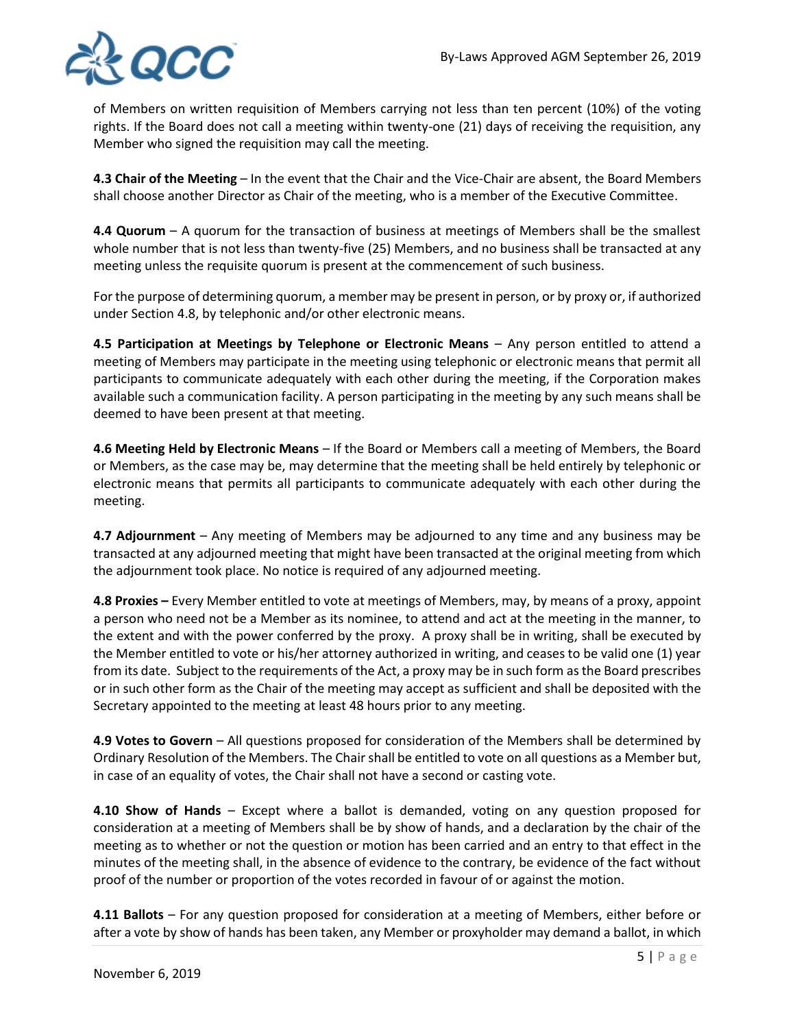of Members on written requisition of Members carrying not less than ten percent (10%) of the voting rights. If the Board does not call a meeting within twenty-one (21) days of receiving the requisition, any Member who signed the requisition may call the meeting.

**4.3 Chair of the Meeting** – In the event that the Chair and the Vice-Chair are absent, the Board Members shall choose another Director as Chair of the meeting, who is a member of the Executive Committee.

**4.4 Quorum** – A quorum for the transaction of business at meetings of Members shall be the smallest whole number that is not less than twenty-five (25) Members, and no business shall be transacted at any meeting unless the requisite quorum is present at the commencement of such business.

For the purpose of determining quorum, a member may be present in person, or by proxy or, if authorized under Section 4.8, by telephonic and/or other electronic means.

**4.5 Participation at Meetings by Telephone or Electronic Means** – Any person entitled to attend a meeting of Members may participate in the meeting using telephonic or electronic means that permit all participants to communicate adequately with each other during the meeting, if the Corporation makes available such a communication facility. A person participating in the meeting by any such means shall be deemed to have been present at that meeting.

**4.6 Meeting Held by Electronic Means** – If the Board or Members call a meeting of Members, the Board or Members, as the case may be, may determine that the meeting shall be held entirely by telephonic or electronic means that permits all participants to communicate adequately with each other during the meeting.

**4.7 Adjournment** – Any meeting of Members may be adjourned to any time and any business may be transacted at any adjourned meeting that might have been transacted at the original meeting from which the adjournment took place. No notice is required of any adjourned meeting.

**4.8 Proxies –** Every Member entitled to vote at meetings of Members, may, by means of a proxy, appoint a person who need not be a Member as its nominee, to attend and act at the meeting in the manner, to the extent and with the power conferred by the proxy. A proxy shall be in writing, shall be executed by the Member entitled to vote or his/her attorney authorized in writing, and ceases to be valid one (1) year from its date. Subject to the requirements of the Act, a proxy may be in such form as the Board prescribes or in such other form as the Chair of the meeting may accept as sufficient and shall be deposited with the Secretary appointed to the meeting at least 48 hours prior to any meeting.

**4.9 Votes to Govern** – All questions proposed for consideration of the Members shall be determined by Ordinary Resolution of the Members. The Chair shall be entitled to vote on all questions as a Member but, in case of an equality of votes, the Chair shall not have a second or casting vote.

**4.10 Show of Hands** – Except where a ballot is demanded, voting on any question proposed for consideration at a meeting of Members shall be by show of hands, and a declaration by the chair of the meeting as to whether or not the question or motion has been carried and an entry to that effect in the minutes of the meeting shall, in the absence of evidence to the contrary, be evidence of the fact without proof of the number or proportion of the votes recorded in favour of or against the motion.

**4.11 Ballots** – For any question proposed for consideration at a meeting of Members, either before or after a vote by show of hands has been taken, any Member or proxyholder may demand a ballot, in which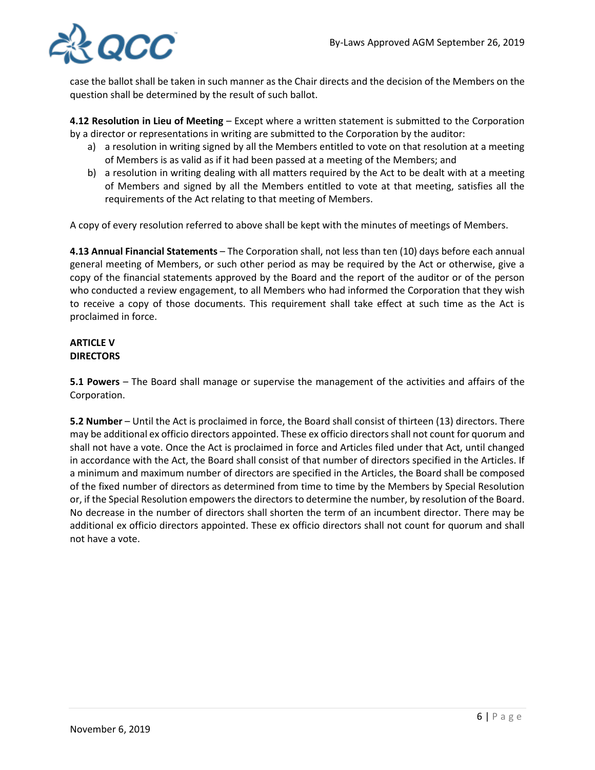case the ballot shall be taken in such manner as the Chair directs and the decision of the Members on the question shall be determined by the result of such ballot.

**4.12 Resolution in Lieu of Meeting** – Except where a written statement is submitted to the Corporation by a director or representations in writing are submitted to the Corporation by the auditor:

a) a resolution in writing signed by all the Members entitled to vote on that resolution at a meeting of Members is as valid as if it had been passed at a meeting of the Members; and
b) a resolution in writing dealing with all matters required by the Act to be dealt with at a meeting of Members and signed by all the Members entitled to vote at that meeting, satisfies all the requirements of the Act relating to that meeting of Members.

A copy of every resolution referred to above shall be kept with the minutes of meetings of Members.

**4.13 Annual Financial Statements** – The Corporation shall, not less than ten (10) days before each annual general meeting of Members, or such other period as may be required by the Act or otherwise, give a copy of the financial statements approved by the Board and the report of the auditor or of the person who conducted a review engagement, to all Members who had informed the Corporation that they wish to receive a copy of those documents. This requirement shall take effect at such time as the Act is proclaimed in force.

## ARTICLE V
## DIRECTORS

**5.1 Powers** – The Board shall manage or supervise the management of the activities and affairs of the Corporation.

**5.2 Number** – Until the Act is proclaimed in force, the Board shall consist of thirteen (13) directors. There may be additional ex officio directors appointed. These ex officio directors shall not count for quorum and shall not have a vote. Once the Act is proclaimed in force and Articles filed under that Act, until changed in accordance with the Act, the Board shall consist of that number of directors specified in the Articles. If a minimum and maximum number of directors are specified in the Articles, the Board shall be composed of the fixed number of directors as determined from time to time by the Members by Special Resolution or, if the Special Resolution empowers the directors to determine the number, by resolution of the Board. No decrease in the number of directors shall shorten the term of an incumbent director. There may be additional ex officio directors appointed. These ex officio directors shall not count for quorum and shall not have a vote.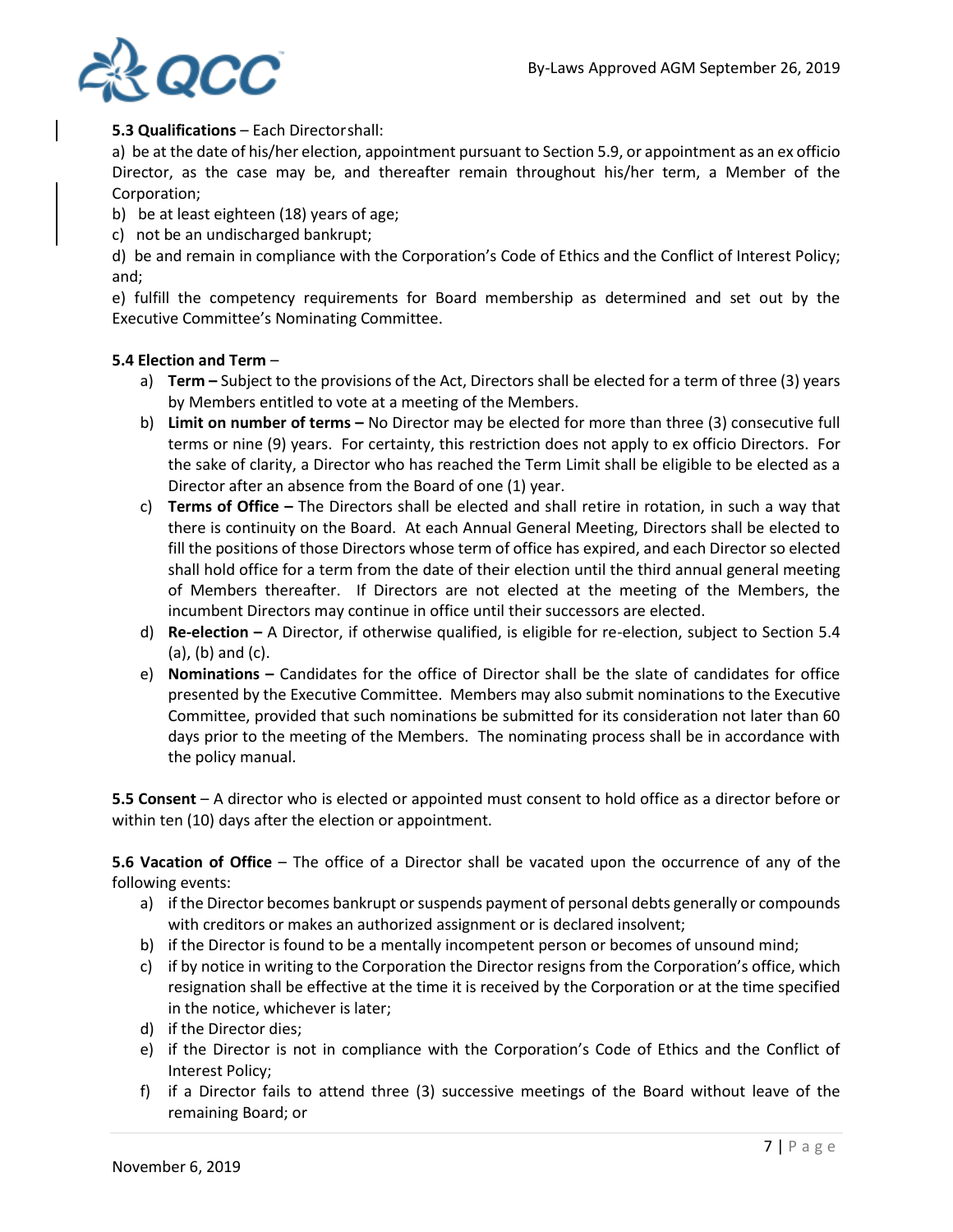**5.3 Qualifications** – Each Directorshall:

a) be at the date of his/her election, appointment pursuant to Section 5.9, or appointment as an ex officio Director, as the case may be, and thereafter remain throughout his/her term, a Member of the Corporation;

b) be at least eighteen (18) years of age;

c) not be an undischarged bankrupt;

d) be and remain in compliance with the Corporation's Code of Ethics and the Conflict of Interest Policy; and;

e) fulfill the competency requirements for Board membership as determined and set out by the Executive Committee's Nominating Committee.

**5.4 Election and Term** –

a) **Term –** Subject to the provisions of the Act, Directors shall be elected for a term of three (3) years by Members entitled to vote at a meeting of the Members.

b) **Limit on number of terms –** No Director may be elected for more than three (3) consecutive full terms or nine (9) years. For certainty, this restriction does not apply to ex officio Directors. For the sake of clarity, a Director who has reached the Term Limit shall be eligible to be elected as a Director after an absence from the Board of one (1) year.

c) **Terms of Office –** The Directors shall be elected and shall retire in rotation, in such a way that there is continuity on the Board. At each Annual General Meeting, Directors shall be elected to fill the positions of those Directors whose term of office has expired, and each Director so elected shall hold office for a term from the date of their election until the third annual general meeting of Members thereafter. If Directors are not elected at the meeting of the Members, the incumbent Directors may continue in office until their successors are elected.

d) **Re-election –** A Director, if otherwise qualified, is eligible for re-election, subject to Section 5.4 (a), (b) and (c).

e) **Nominations –** Candidates for the office of Director shall be the slate of candidates for office presented by the Executive Committee. Members may also submit nominations to the Executive Committee, provided that such nominations be submitted for its consideration not later than 60 days prior to the meeting of the Members. The nominating process shall be in accordance with the policy manual.

**5.5 Consent** – A director who is elected or appointed must consent to hold office as a director before or within ten (10) days after the election or appointment.

**5.6 Vacation of Office** – The office of a Director shall be vacated upon the occurrence of any of the following events:

a) if the Director becomes bankrupt or suspends payment of personal debts generally or compounds with creditors or makes an authorized assignment or is declared insolvent;

b) if the Director is found to be a mentally incompetent person or becomes of unsound mind;

c) if by notice in writing to the Corporation the Director resigns from the Corporation's office, which resignation shall be effective at the time it is received by the Corporation or at the time specified in the notice, whichever is later;

d) if the Director dies;

e) if the Director is not in compliance with the Corporation's Code of Ethics and the Conflict of Interest Policy;

f) if a Director fails to attend three (3) successive meetings of the Board without leave of the remaining Board; or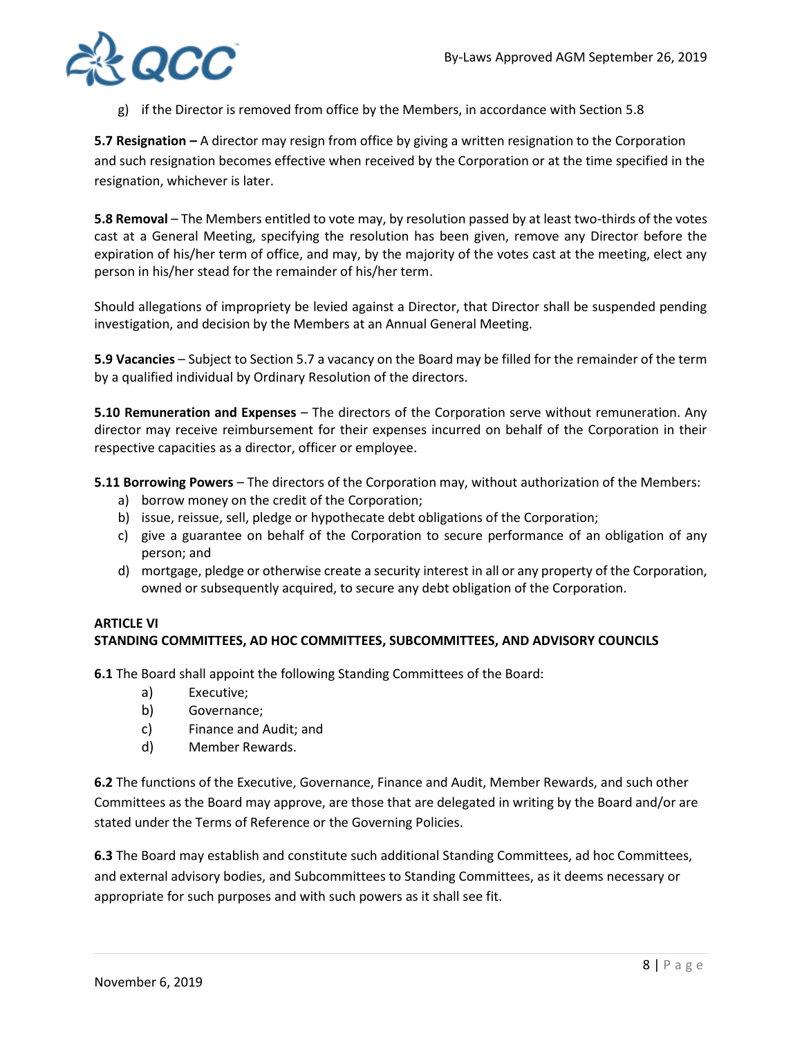g) if the Director is removed from office by the Members, in accordance with Section 5.8

**5.7 Resignation –** A director may resign from office by giving a written resignation to the Corporation and such resignation becomes effective when received by the Corporation or at the time specified in the resignation, whichever is later.

**5.8 Removal** – The Members entitled to vote may, by resolution passed by at least two-thirds of the votes cast at a General Meeting, specifying the resolution has been given, remove any Director before the expiration of his/her term of office, and may, by the majority of the votes cast at the meeting, elect any person in his/her stead for the remainder of his/her term.

Should allegations of impropriety be levied against a Director, that Director shall be suspended pending investigation, and decision by the Members at an Annual General Meeting.

**5.9 Vacancies** – Subject to Section 5.7 a vacancy on the Board may be filled for the remainder of the term by a qualified individual by Ordinary Resolution of the directors.

**5.10 Remuneration and Expenses** – The directors of the Corporation serve without remuneration. Any director may receive reimbursement for their expenses incurred on behalf of the Corporation in their respective capacities as a director, officer or employee.

**5.11 Borrowing Powers** – The directors of the Corporation may, without authorization of the Members:

a) borrow money on the credit of the Corporation;
b) issue, reissue, sell, pledge or hypothecate debt obligations of the Corporation;
c) give a guarantee on behalf of the Corporation to secure performance of an obligation of any person; and
d) mortgage, pledge or otherwise create a security interest in all or any property of the Corporation, owned or subsequently acquired, to secure any debt obligation of the Corporation.

## ARTICLE VI
## STANDING COMMITTEES, AD HOC COMMITTEES, SUBCOMMITTEES, AND ADVISORY COUNCILS

**6.1** The Board shall appoint the following Standing Committees of the Board:

a) Executive;
b) Governance;
c) Finance and Audit; and
d) Member Rewards.

**6.2** The functions of the Executive, Governance, Finance and Audit, Member Rewards, and such other Committees as the Board may approve, are those that are delegated in writing by the Board and/or are stated under the Terms of Reference or the Governing Policies.

**6.3** The Board may establish and constitute such additional Standing Committees, ad hoc Committees, and external advisory bodies, and Subcommittees to Standing Committees, as it deems necessary or appropriate for such purposes and with such powers as it shall see fit.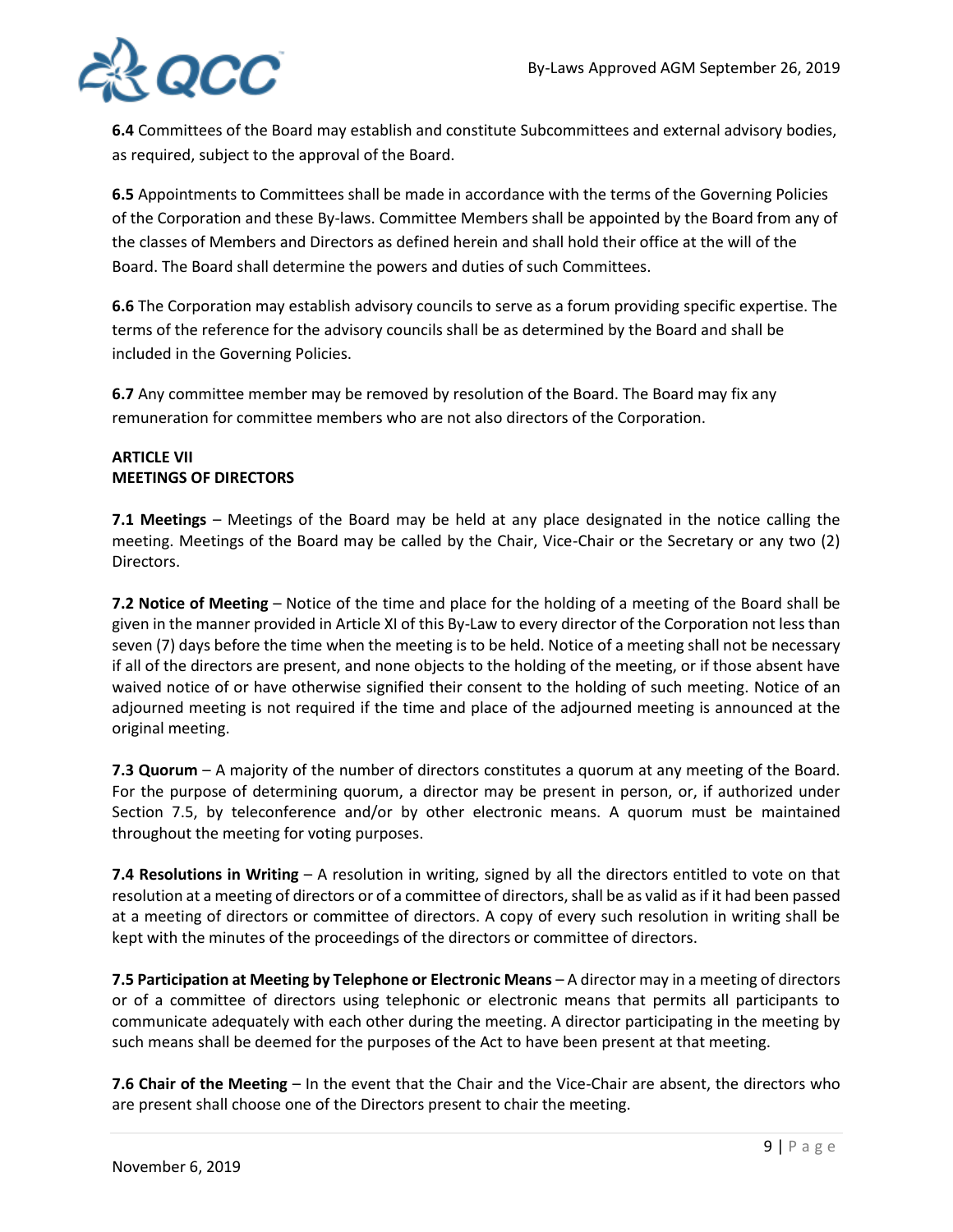**6.4** Committees of the Board may establish and constitute Subcommittees and external advisory bodies, as required, subject to the approval of the Board.

**6.5** Appointments to Committees shall be made in accordance with the terms of the Governing Policies of the Corporation and these By-laws. Committee Members shall be appointed by the Board from any of the classes of Members and Directors as defined herein and shall hold their office at the will of the Board. The Board shall determine the powers and duties of such Committees.

**6.6** The Corporation may establish advisory councils to serve as a forum providing specific expertise. The terms of the reference for the advisory councils shall be as determined by the Board and shall be included in the Governing Policies.

**6.7** Any committee member may be removed by resolution of the Board. The Board may fix any remuneration for committee members who are not also directors of the Corporation.

**ARTICLE VII**
**MEETINGS OF DIRECTORS**

**7.1 Meetings** – Meetings of the Board may be held at any place designated in the notice calling the meeting. Meetings of the Board may be called by the Chair, Vice-Chair or the Secretary or any two (2) Directors.

**7.2 Notice of Meeting** – Notice of the time and place for the holding of a meeting of the Board shall be given in the manner provided in Article XI of this By-Law to every director of the Corporation not less than seven (7) days before the time when the meeting is to be held. Notice of a meeting shall not be necessary if all of the directors are present, and none objects to the holding of the meeting, or if those absent have waived notice of or have otherwise signified their consent to the holding of such meeting. Notice of an adjourned meeting is not required if the time and place of the adjourned meeting is announced at the original meeting.

**7.3 Quorum** – A majority of the number of directors constitutes a quorum at any meeting of the Board. For the purpose of determining quorum, a director may be present in person, or, if authorized under Section 7.5, by teleconference and/or by other electronic means. A quorum must be maintained throughout the meeting for voting purposes.

**7.4 Resolutions in Writing** – A resolution in writing, signed by all the directors entitled to vote on that resolution at a meeting of directors or of a committee of directors, shall be as valid as if it had been passed at a meeting of directors or committee of directors. A copy of every such resolution in writing shall be kept with the minutes of the proceedings of the directors or committee of directors.

**7.5 Participation at Meeting by Telephone or Electronic Means** – A director may in a meeting of directors or of a committee of directors using telephonic or electronic means that permits all participants to communicate adequately with each other during the meeting. A director participating in the meeting by such means shall be deemed for the purposes of the Act to have been present at that meeting.

**7.6 Chair of the Meeting** – In the event that the Chair and the Vice-Chair are absent, the directors who are present shall choose one of the Directors present to chair the meeting.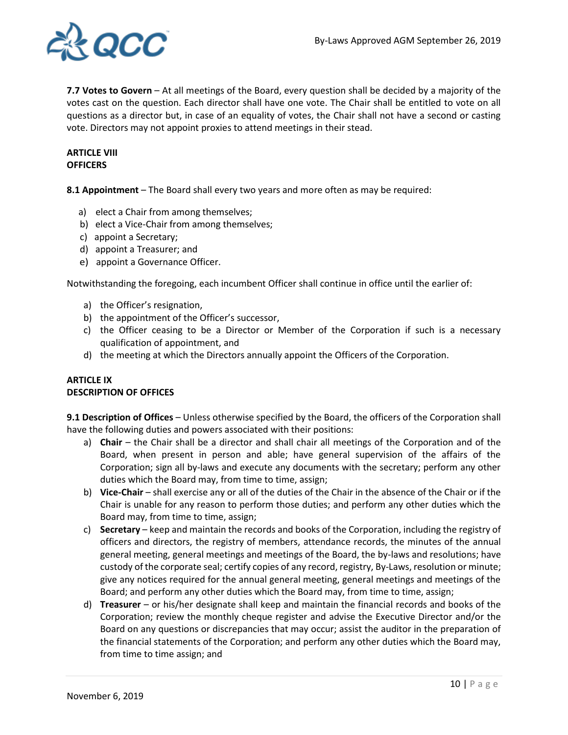**7.7 Votes to Govern** – At all meetings of the Board, every question shall be decided by a majority of the votes cast on the question. Each director shall have one vote. The Chair shall be entitled to vote on all questions as a director but, in case of an equality of votes, the Chair shall not have a second or casting vote. Directors may not appoint proxies to attend meetings in their stead.

**ARTICLE VIII**
**OFFICERS**

**8.1 Appointment** – The Board shall every two years and more often as may be required:

a) elect a Chair from among themselves;
b) elect a Vice-Chair from among themselves;
c) appoint a Secretary;
d) appoint a Treasurer; and
e) appoint a Governance Officer.

Notwithstanding the foregoing, each incumbent Officer shall continue in office until the earlier of:

a) the Officer's resignation,
b) the appointment of the Officer's successor,
c) the Officer ceasing to be a Director or Member of the Corporation if such is a necessary qualification of appointment, and
d) the meeting at which the Directors annually appoint the Officers of the Corporation.

**ARTICLE IX**
**DESCRIPTION OF OFFICES**

**9.1 Description of Offices** – Unless otherwise specified by the Board, the officers of the Corporation shall have the following duties and powers associated with their positions:

a) **Chair** – the Chair shall be a director and shall chair all meetings of the Corporation and of the Board, when present in person and able; have general supervision of the affairs of the Corporation; sign all by-laws and execute any documents with the secretary; perform any other duties which the Board may, from time to time, assign;
b) **Vice-Chair** – shall exercise any or all of the duties of the Chair in the absence of the Chair or if the Chair is unable for any reason to perform those duties; and perform any other duties which the Board may, from time to time, assign;
c) **Secretary** – keep and maintain the records and books of the Corporation, including the registry of officers and directors, the registry of members, attendance records, the minutes of the annual general meeting, general meetings and meetings of the Board, the by-laws and resolutions; have custody of the corporate seal; certify copies of any record, registry, By-Laws, resolution or minute; give any notices required for the annual general meeting, general meetings and meetings of the Board; and perform any other duties which the Board may, from time to time, assign;
d) **Treasurer** – or his/her designate shall keep and maintain the financial records and books of the Corporation; review the monthly cheque register and advise the Executive Director and/or the Board on any questions or discrepancies that may occur; assist the auditor in the preparation of the financial statements of the Corporation; and perform any other duties which the Board may, from time to time assign; and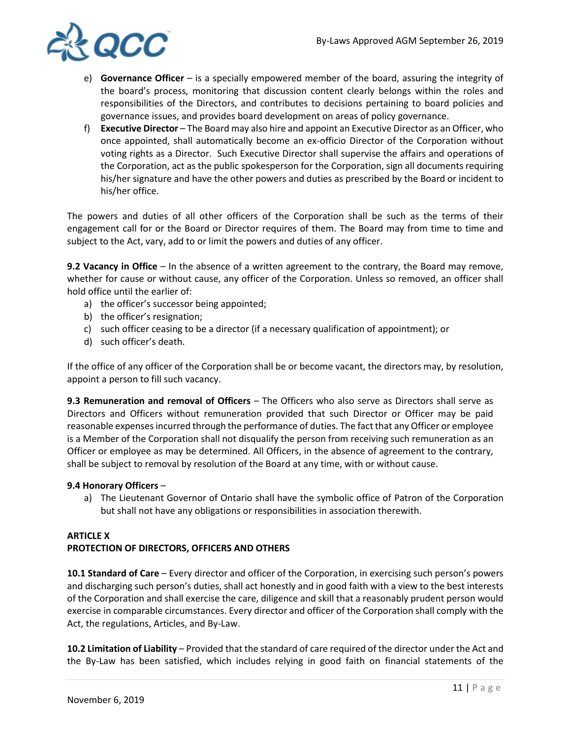e) **Governance Officer** – is a specially empowered member of the board, assuring the integrity of the board's process, monitoring that discussion content clearly belongs within the roles and responsibilities of the Directors, and contributes to decisions pertaining to board policies and governance issues, and provides board development on areas of policy governance.

f) **Executive Director** – The Board may also hire and appoint an Executive Director as an Officer, who once appointed, shall automatically become an ex-officio Director of the Corporation without voting rights as a Director. Such Executive Director shall supervise the affairs and operations of the Corporation, act as the public spokesperson for the Corporation, sign all documents requiring his/her signature and have the other powers and duties as prescribed by the Board or incident to his/her office.

The powers and duties of all other officers of the Corporation shall be such as the terms of their engagement call for or the Board or Director requires of them. The Board may from time to time and subject to the Act, vary, add to or limit the powers and duties of any officer.

**9.2 Vacancy in Office** – In the absence of a written agreement to the contrary, the Board may remove, whether for cause or without cause, any officer of the Corporation. Unless so removed, an officer shall hold office until the earlier of:

a) the officer's successor being appointed;
b) the officer's resignation;
c) such officer ceasing to be a director (if a necessary qualification of appointment); or
d) such officer's death.

If the office of any officer of the Corporation shall be or become vacant, the directors may, by resolution, appoint a person to fill such vacancy.

**9.3 Remuneration and removal of Officers** – The Officers who also serve as Directors shall serve as Directors and Officers without remuneration provided that such Director or Officer may be paid reasonable expenses incurred through the performance of duties. The fact that any Officer or employee is a Member of the Corporation shall not disqualify the person from receiving such remuneration as an Officer or employee as may be determined. All Officers, in the absence of agreement to the contrary, shall be subject to removal by resolution of the Board at any time, with or without cause.

**9.4 Honorary Officers** –

a) The Lieutenant Governor of Ontario shall have the symbolic office of Patron of the Corporation but shall not have any obligations or responsibilities in association therewith.

**ARTICLE X**
**PROTECTION OF DIRECTORS, OFFICERS AND OTHERS**

**10.1 Standard of Care** – Every director and officer of the Corporation, in exercising such person's powers and discharging such person's duties, shall act honestly and in good faith with a view to the best interests of the Corporation and shall exercise the care, diligence and skill that a reasonably prudent person would exercise in comparable circumstances. Every director and officer of the Corporation shall comply with the Act, the regulations, Articles, and By-Law.

**10.2 Limitation of Liability** – Provided that the standard of care required of the director under the Act and the By-Law has been satisfied, which includes relying in good faith on financial statements of the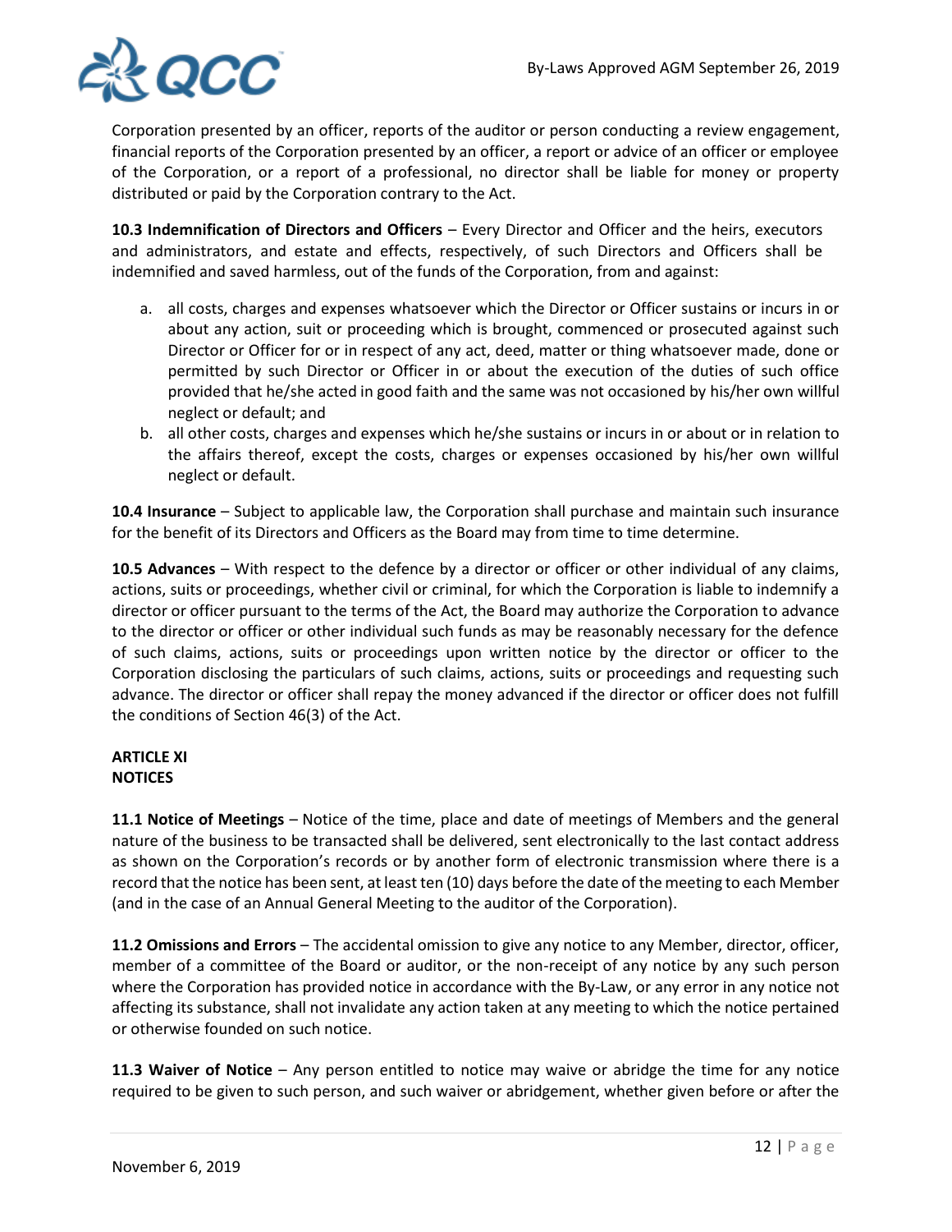Corporation presented by an officer, reports of the auditor or person conducting a review engagement, financial reports of the Corporation presented by an officer, a report or advice of an officer or employee of the Corporation, or a report of a professional, no director shall be liable for money or property distributed or paid by the Corporation contrary to the Act.

**10.3 Indemnification of Directors and Officers** – Every Director and Officer and the heirs, executors and administrators, and estate and effects, respectively, of such Directors and Officers shall be indemnified and saved harmless, out of the funds of the Corporation, from and against:

a. all costs, charges and expenses whatsoever which the Director or Officer sustains or incurs in or about any action, suit or proceeding which is brought, commenced or prosecuted against such Director or Officer for or in respect of any act, deed, matter or thing whatsoever made, done or permitted by such Director or Officer in or about the execution of the duties of such office provided that he/she acted in good faith and the same was not occasioned by his/her own willful neglect or default; and
b. all other costs, charges and expenses which he/she sustains or incurs in or about or in relation to the affairs thereof, except the costs, charges or expenses occasioned by his/her own willful neglect or default.

**10.4 Insurance** – Subject to applicable law, the Corporation shall purchase and maintain such insurance for the benefit of its Directors and Officers as the Board may from time to time determine.

**10.5 Advances** – With respect to the defence by a director or officer or other individual of any claims, actions, suits or proceedings, whether civil or criminal, for which the Corporation is liable to indemnify a director or officer pursuant to the terms of the Act, the Board may authorize the Corporation to advance to the director or officer or other individual such funds as may be reasonably necessary for the defence of such claims, actions, suits or proceedings upon written notice by the director or officer to the Corporation disclosing the particulars of such claims, actions, suits or proceedings and requesting such advance. The director or officer shall repay the money advanced if the director or officer does not fulfill the conditions of Section 46(3) of the Act.

## ARTICLE XI
## NOTICES

**11.1 Notice of Meetings** – Notice of the time, place and date of meetings of Members and the general nature of the business to be transacted shall be delivered, sent electronically to the last contact address as shown on the Corporation's records or by another form of electronic transmission where there is a record that the notice has been sent, at least ten (10) days before the date of the meeting to each Member (and in the case of an Annual General Meeting to the auditor of the Corporation).

**11.2 Omissions and Errors** – The accidental omission to give any notice to any Member, director, officer, member of a committee of the Board or auditor, or the non-receipt of any notice by any such person where the Corporation has provided notice in accordance with the By-Law, or any error in any notice not affecting its substance, shall not invalidate any action taken at any meeting to which the notice pertained or otherwise founded on such notice.

**11.3 Waiver of Notice** – Any person entitled to notice may waive or abridge the time for any notice required to be given to such person, and such waiver or abridgement, whether given before or after the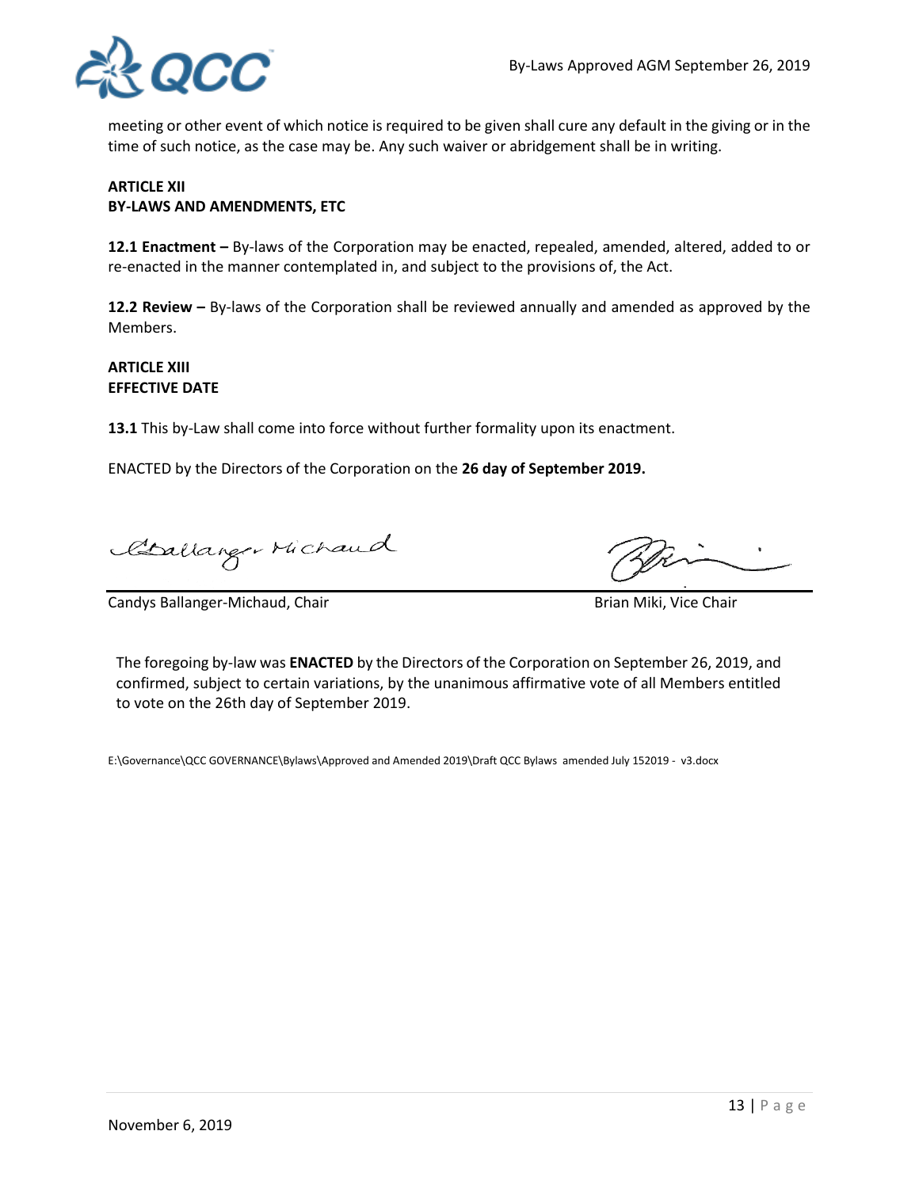meeting or other event of which notice is required to be given shall cure any default in the giving or in the time of such notice, as the case may be. Any such waiver or abridgement shall be in writing.

## ARTICLE XII
## BY-LAWS AND AMENDMENTS, ETC

**12.1 Enactment –** By-laws of the Corporation may be enacted, repealed, amended, altered, added to or re-enacted in the manner contemplated in, and subject to the provisions of, the Act.

**12.2 Review –** By-laws of the Corporation shall be reviewed annually and amended as approved by the Members.

## ARTICLE XIII
## EFFECTIVE DATE

**13.1** This by-Law shall come into force without further formality upon its enactment.

ENACTED by the Directors of the Corporation on the **26 day of September 2019.**

Candys Ballanger-Michaud, Chair

Brian Miki, Vice Chair

The foregoing by-law was **ENACTED** by the Directors of the Corporation on September 26, 2019, and confirmed, subject to certain variations, by the unanimous affirmative vote of all Members entitled to vote on the 26th day of September 2019.

E:\Governance\QCC GOVERNANCE\Bylaws\Approved and Amended 2019\Draft QCC Bylaws amended July 152019 - v3.docx